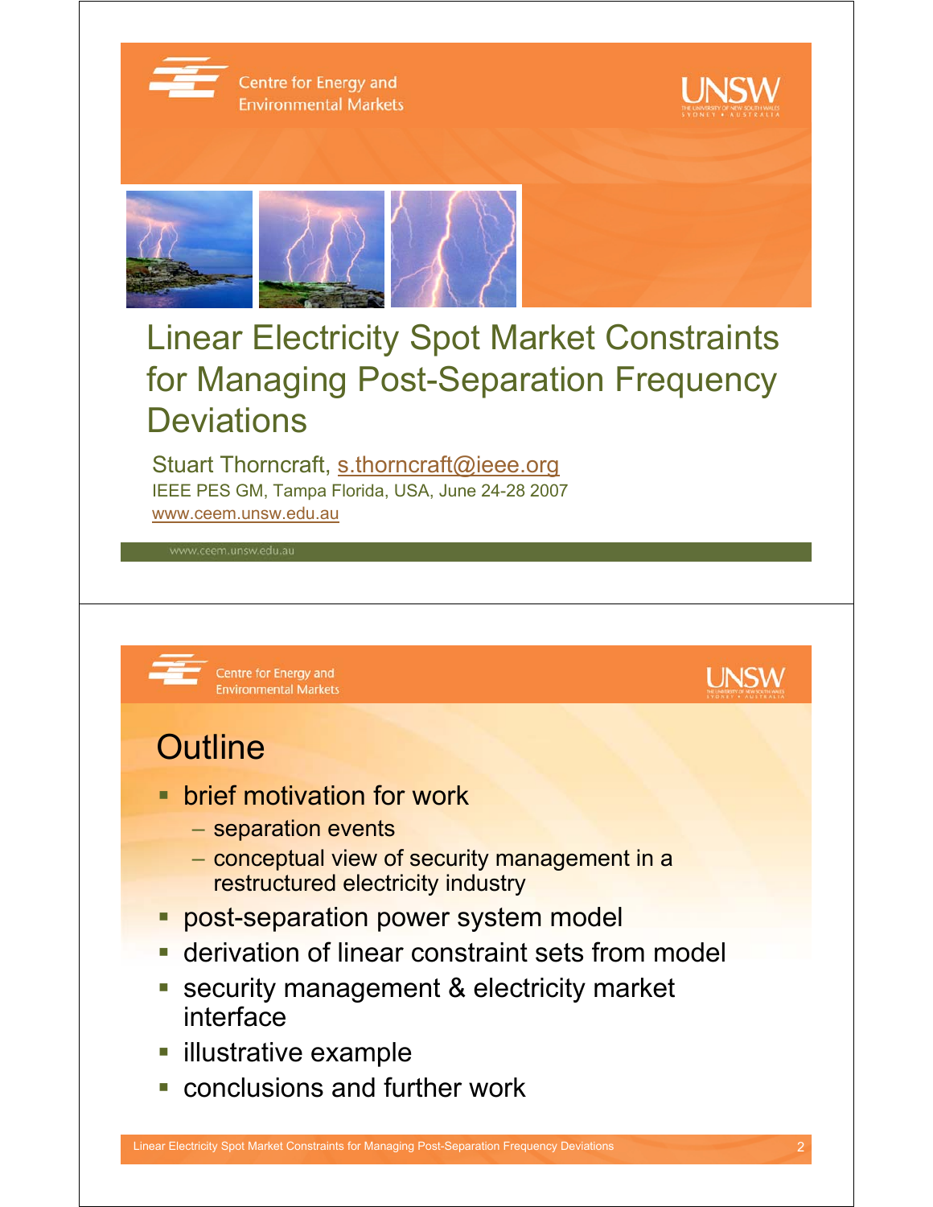Centre for Energy and Environmental Markets

UNSW

# Linear Electricity Spot Market Constraints for Managing Post-Separation Frequency Deviations

Stuart Thorncraft, s.thorncraft@ieee.org

IEEE PES GM, Tampa Florida, USA, June 24-28 2007

www.ceem.unsw.edu.au

---

Centre for Energy and Environmental Markets

UNSW

## Outline

- brief motivation for work
  - separation events
  - conceptual view of security management in a restructured electricity industry
- post-separation power system model
- derivation of linear constraint sets from model
- security management & electricity market interface
- illustrative example
- conclusions and further work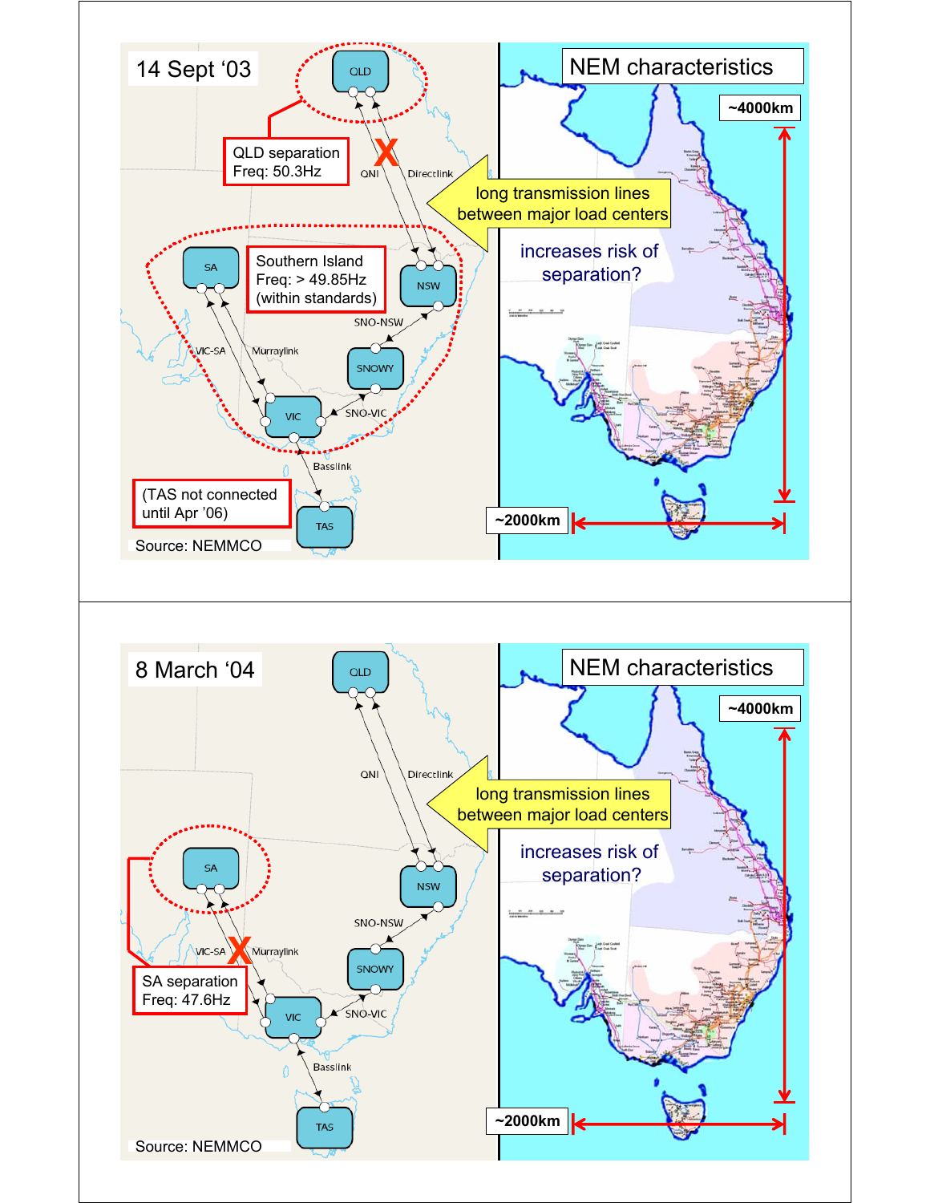## 14 Sept '03

QLD separation
Freq: 50.3Hz

Southern Island
Freq: > 49.85Hz
(within standards)

(TAS not connected until Apr '06)

QLD, NSW, SA, SNOWY, VIC, TAS

QNI, Directlink, SNO-NSW, VIC-SA, Murraylink, SNO-VIC, Basslink

Source: NEMMCO

## NEM characteristics

~4000km

~2000km

long transmission lines between major load centers

increases risk of separation?

---

## 8 March '04

SA separation
Freq: 47.6Hz

QLD, NSW, SA, SNOWY, VIC, TAS

QNI, Directlink, SNO-NSW, VIC-SA, Murraylink, SNO-VIC, Basslink

Source: NEMMCO

## NEM characteristics

~4000km

~2000km

long transmission lines between major load centers

increases risk of separation?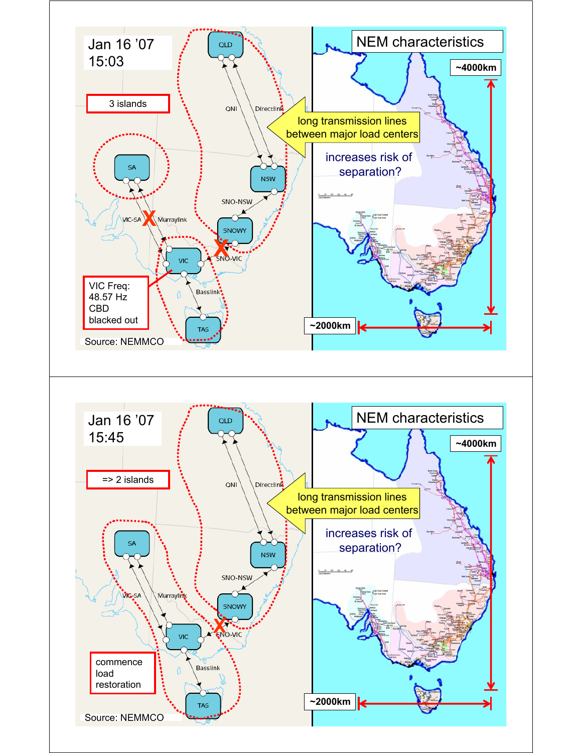Jan 16 ’07
15:03

3 islands

QLD

QNI

Directlink

SA

NSW

SNO-NSW

VIC-SA

Murraylink

SNOWY

SNO-VIC

VIC

VIC Freq:
48.57 Hz
CBD
blacked out

Basslink

TAS

Source: NEMMCO

## NEM characteristics

~4000km

long transmission lines between major load centers

increases risk of separation?

~2000km

---

Jan 16 ’07
15:45

=> 2 islands

QLD

QNI

Directlink

SA

NSW

SNO-NSW

VIC-SA

Murraylink

SNOWY

SNO-VIC

VIC

commence load restoration

Basslink

TAS

Source: NEMMCO

## NEM characteristics

~4000km

long transmission lines between major load centers

increases risk of separation?

~2000km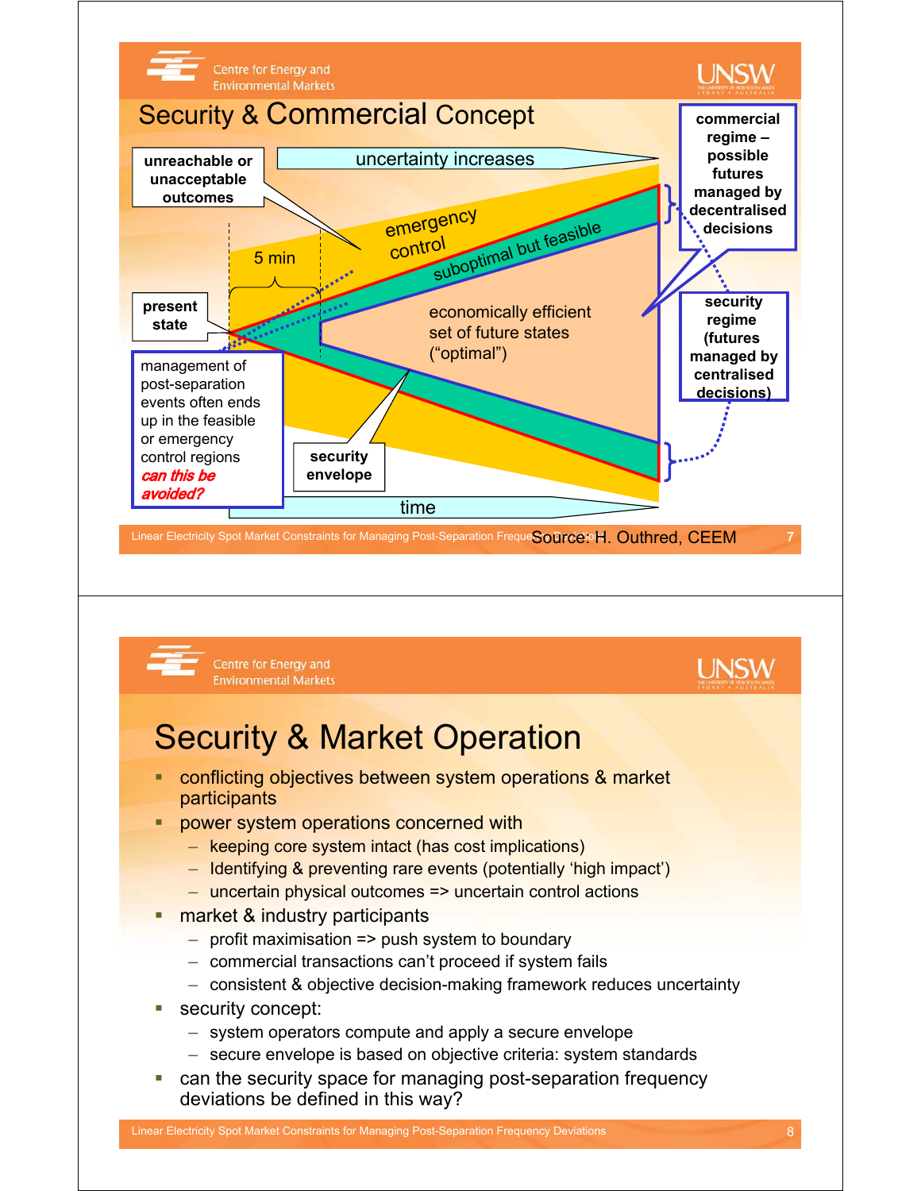## Security & Commercial Concept

- unreachable or unacceptable outcomes
- uncertainty increases
- commercial regime – possible futures managed by decentralised decisions
- emergency control
- suboptimal but feasible
- 5 min
- present state
- economically efficient set of future states ("optimal")
- security regime (futures managed by centralised decisions)
- management of post-separation events often ends up in the feasible or emergency control regions *can this be avoided?*
- security envelope
- time

Source: H. Outhred, CEEM

## Security & Market Operation

- conflicting objectives between system operations & market participants
- power system operations concerned with
  - keeping core system intact (has cost implications)
  - Identifying & preventing rare events (potentially 'high impact')
  - uncertain physical outcomes => uncertain control actions
- market & industry participants
  - profit maximisation => push system to boundary
  - commercial transactions can't proceed if system fails
  - consistent & objective decision-making framework reduces uncertainty
- security concept:
  - system operators compute and apply a secure envelope
  - secure envelope is based on objective criteria: system standards
- can the security space for managing post-separation frequency deviations be defined in this way?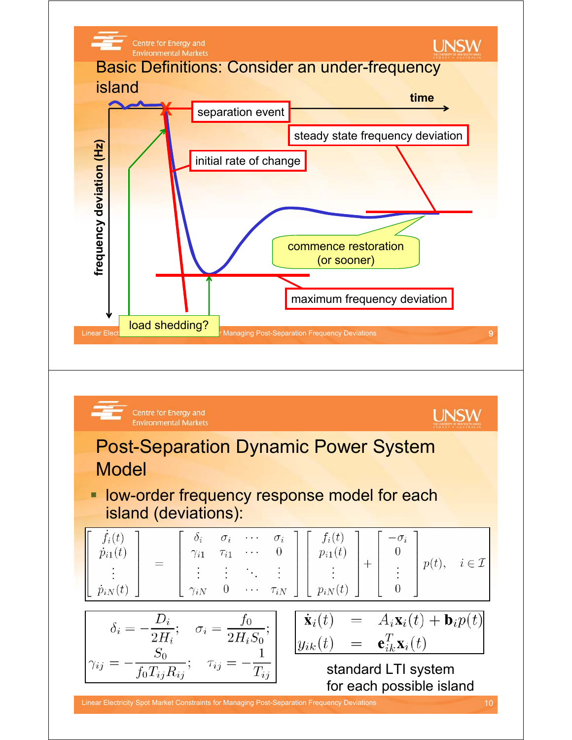# Basic Definitions: Consider an under-frequency island

time

separation event

steady state frequency deviation

initial rate of change

frequency deviation (Hz)

commence restoration (or sooner)

maximum frequency deviation

load shedding?

# Post-Separation Dynamic Power System Model

- low-order frequency response model for each island (deviations):

$$
\begin{bmatrix} \dot{f}_i(t) \\ \dot{p}_{i1}(t) \\ \vdots \\ \dot{p}_{iN}(t) \end{bmatrix} = \begin{bmatrix} \delta_i & \sigma_i & \cdots & \sigma_i \\ \gamma_{i1} & \tau_{i1} & \cdots & 0 \\ \vdots & \vdots & \ddots & \vdots \\ \gamma_{iN} & 0 & \cdots & \tau_{iN} \end{bmatrix} \begin{bmatrix} f_i(t) \\ p_{i1}(t) \\ \vdots \\ p_{iN}(t) \end{bmatrix} + \begin{bmatrix} -\sigma_i \\ 0 \\ \vdots \\ 0 \end{bmatrix} p(t), \quad i \in \mathcal{I}
$$

$$
\delta_i = -\frac{D_i}{2H_i}; \quad \sigma_i = \frac{f_0}{2H_i S_0};
$$

$$
\gamma_{ij} = -\frac{S_0}{f_0 T_{ij} R_{ij}}; \quad \tau_{ij} = -\frac{1}{T_{ij}}
$$

$$
\begin{aligned}
\dot{\mathbf{x}}_i(t) &= A_i \mathbf{x}_i(t) + \mathbf{b}_i p(t) \\
y_{ik}(t) &= \mathbf{e}_{ik}^T \mathbf{x}_i(t)
\end{aligned}
$$

standard LTI system for each possible island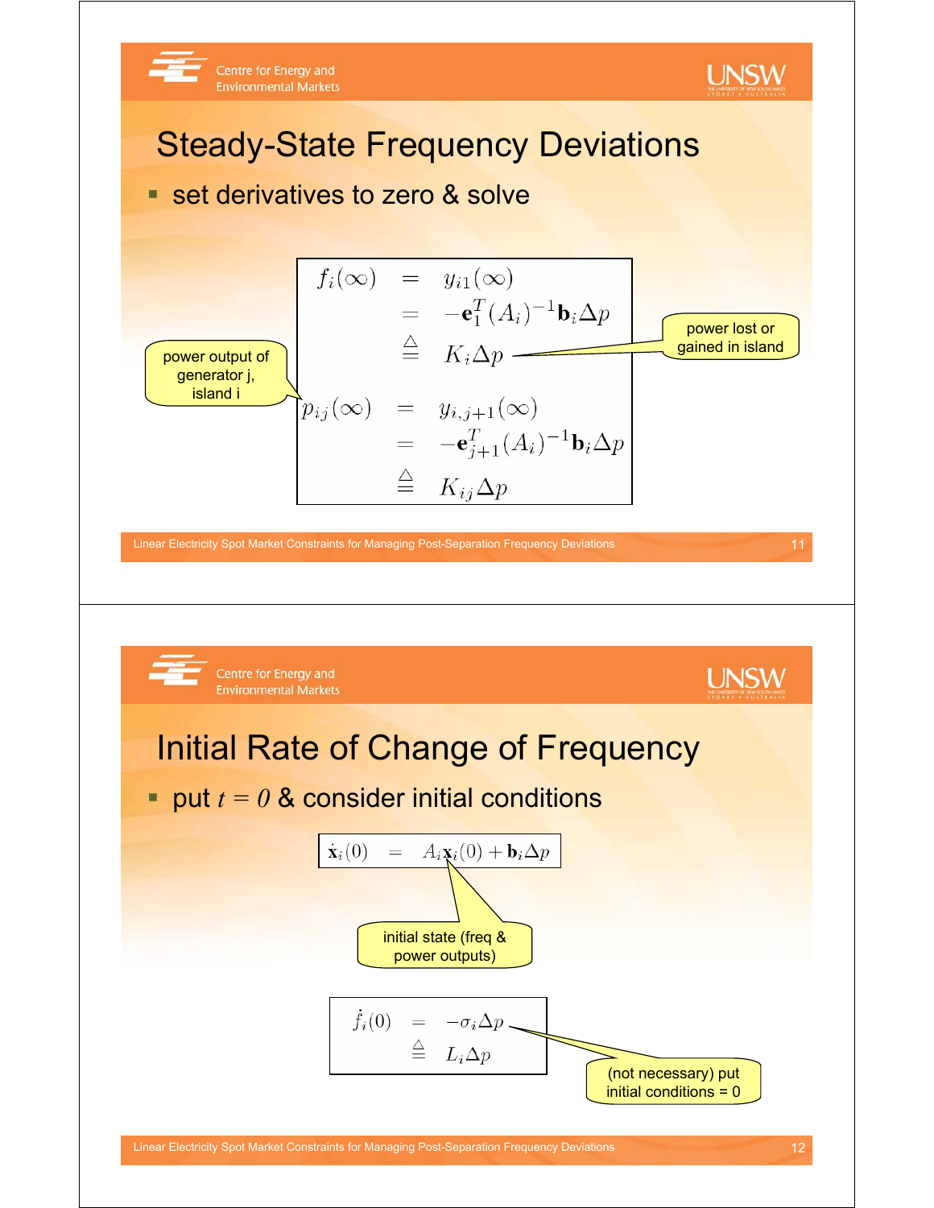# Steady-State Frequency Deviations

- set derivatives to zero & solve

$$
\begin{aligned}
f_i(\infty) &= y_{i1}(\infty) \\
&= -\mathbf{e}_1^T (A_i)^{-1} \mathbf{b}_i \Delta p \\
&\triangleq K_i \Delta p
\end{aligned}
$$

power lost or gained in island

power output of generator j, island i

$$
\begin{aligned}
p_{ij}(\infty) &= y_{i,j+1}(\infty) \\
&= -\mathbf{e}_{j+1}^T (A_i)^{-1} \mathbf{b}_i \Delta p \\
&\triangleq K_{ij} \Delta p
\end{aligned}
$$

# Initial Rate of Change of Frequency

- put $t = 0$ & consider initial conditions

$$
\dot{\mathbf{x}}_i(0) = A_i \mathbf{x}_i(0) + \mathbf{b}_i \Delta p
$$

initial state (freq & power outputs)

$$
\begin{aligned}
\dot{f}_i(0) &= -\sigma_i \Delta p \\
&\triangleq L_i \Delta p
\end{aligned}
$$

(not necessary) put initial conditions = 0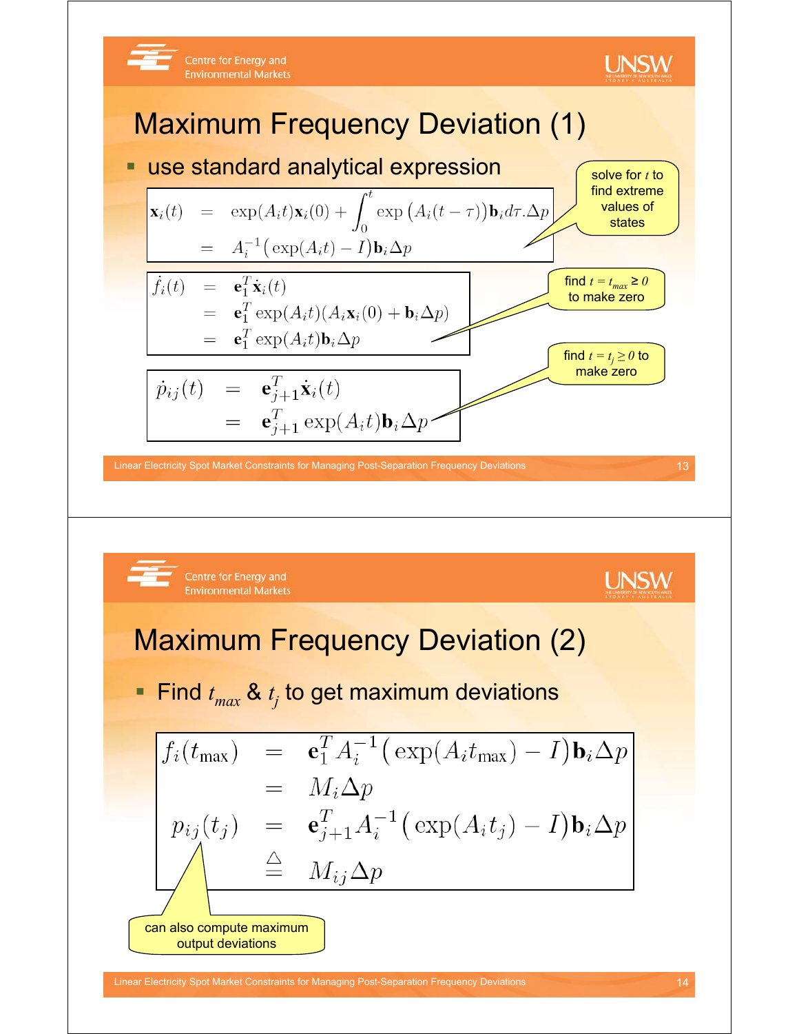# Maximum Frequency Deviation (1)

- use standard analytical expression

$$
\begin{aligned}
\mathbf{x}_i(t) &= \exp(A_i t)\mathbf{x}_i(0) + \int_0^t \exp\big(A_i(t-\tau)\big)\mathbf{b}_i d\tau.\Delta p \\
&= A_i^{-1}\big(\exp(A_i t) - I\big)\mathbf{b}_i \Delta p
\end{aligned}
$$

solve for $t$ to find extreme values of states

$$
\begin{aligned}
\dot{f}_i(t) &= \mathbf{e}_1^T \dot{\mathbf{x}}_i(t) \\
&= \mathbf{e}_1^T \exp(A_i t)(A_i \mathbf{x}_i(0) + \mathbf{b}_i \Delta p) \\
&= \mathbf{e}_1^T \exp(A_i t)\mathbf{b}_i \Delta p
\end{aligned}
$$

find $t = t_{max} \geq 0$ to make zero

$$
\begin{aligned}
\dot{p}_{ij}(t) &= \mathbf{e}_{j+1}^T \dot{\mathbf{x}}_i(t) \\
&= \mathbf{e}_{j+1}^T \exp(A_i t)\mathbf{b}_i \Delta p
\end{aligned}
$$

find $t = t_j \geq 0$ to make zero

# Maximum Frequency Deviation (2)

- Find $t_{max}$ & $t_j$ to get maximum deviations

$$
\begin{aligned}
f_i(t_{\max}) &= \mathbf{e}_1^T A_i^{-1}\big(\exp(A_i t_{\max}) - I\big)\mathbf{b}_i \Delta p \\
&= M_i \Delta p \\
p_{ij}(t_j) &= \mathbf{e}_{j+1}^T A_i^{-1}\big(\exp(A_i t_j) - I\big)\mathbf{b}_i \Delta p \\
&\triangleq M_{ij} \Delta p
\end{aligned}
$$

can also compute maximum output deviations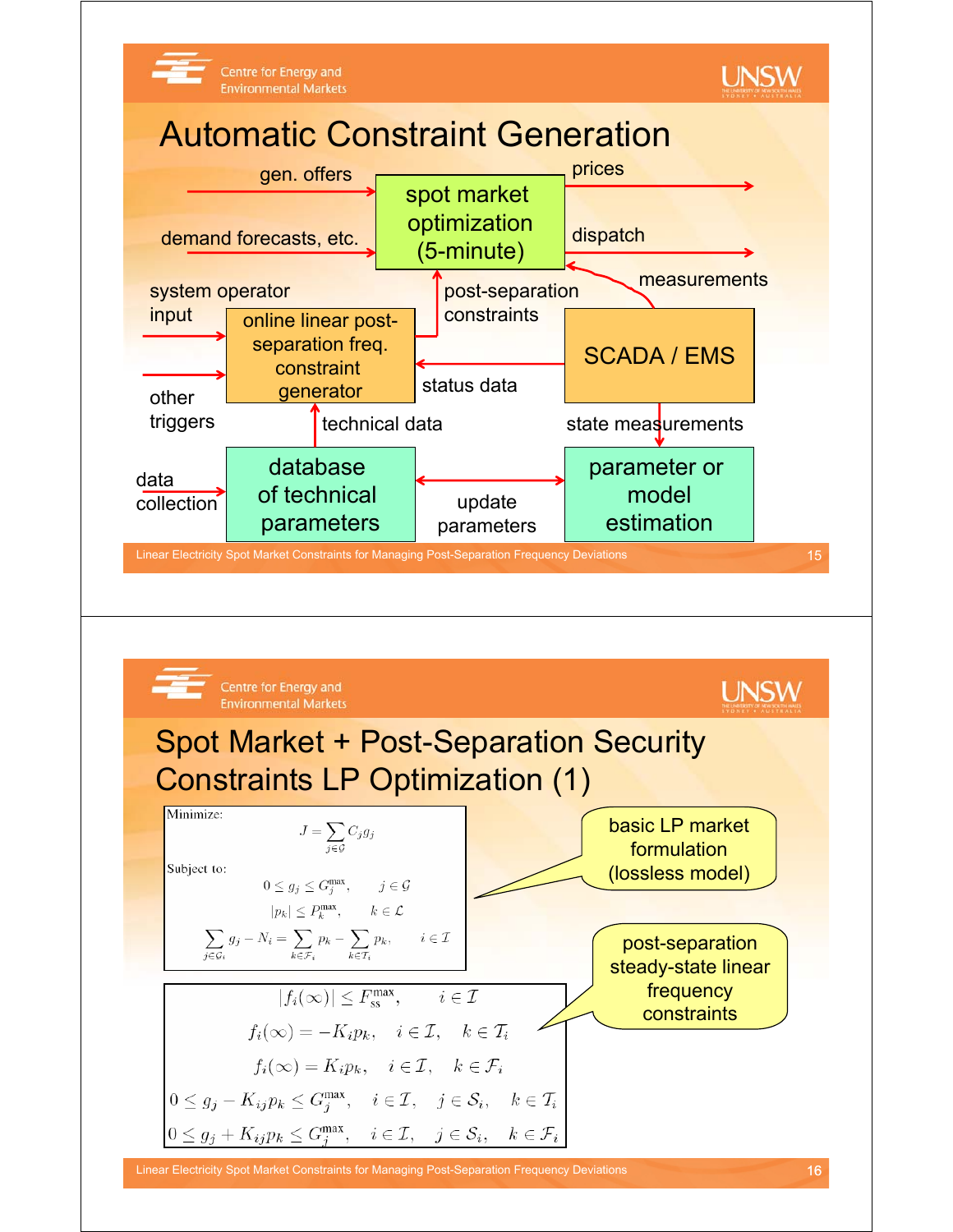# Automatic Constraint Generation

- gen. offers → spot market optimization (5-minute)
- demand forecasts, etc. → spot market optimization (5-minute)
- spot market optimization (5-minute) → prices
- spot market optimization (5-minute) → dispatch
- SCADA / EMS → measurements → spot market optimization (5-minute)
- system operator input → online linear post-separation freq. constraint generator
- other triggers → online linear post-separation freq. constraint generator
- online linear post-separation freq. constraint generator → post-separation constraints → spot market optimization (5-minute)
- SCADA / EMS → status data → online linear post-separation freq. constraint generator
- database of technical parameters → technical data → online linear post-separation freq. constraint generator
- data collection → database of technical parameters
- SCADA / EMS → state measurements → parameter or model estimation
- database of technical parameters ↔ update parameters ↔ parameter or model estimation

# Spot Market + Post-Separation Security Constraints LP Optimization (1)

**basic LP market formulation (lossless model)**

Minimize:

$$J = \sum_{j \in \mathcal{G}} C_j g_j$$

Subject to:

$$0 \le g_j \le G_j^{\max}, \qquad j \in \mathcal{G}$$

$$|p_k| \le P_k^{\max}, \qquad k \in \mathcal{L}$$

$$\sum_{j \in \mathcal{G}_i} g_j - N_i = \sum_{k \in \mathcal{F}_i} p_k - \sum_{k \in \mathcal{T}_i} p_k, \qquad i \in \mathcal{I}$$

**post-separation steady-state linear frequency constraints**

$$|f_i(\infty)| \le F_{\text{ss}}^{\max}, \qquad i \in \mathcal{I}$$

$$f_i(\infty) = -K_i p_k, \quad i \in \mathcal{I}, \quad k \in \mathcal{T}_i$$

$$f_i(\infty) = K_i p_k, \quad i \in \mathcal{I}, \quad k \in \mathcal{F}_i$$

$$0 \le g_j - K_{ij} p_k \le G_j^{\max}, \quad i \in \mathcal{I}, \quad j \in \mathcal{S}_i, \quad k \in \mathcal{T}_i$$

$$0 \le g_j + K_{ij} p_k \le G_j^{\max}, \quad i \in \mathcal{I}, \quad j \in \mathcal{S}_i, \quad k \in \mathcal{F}_i$$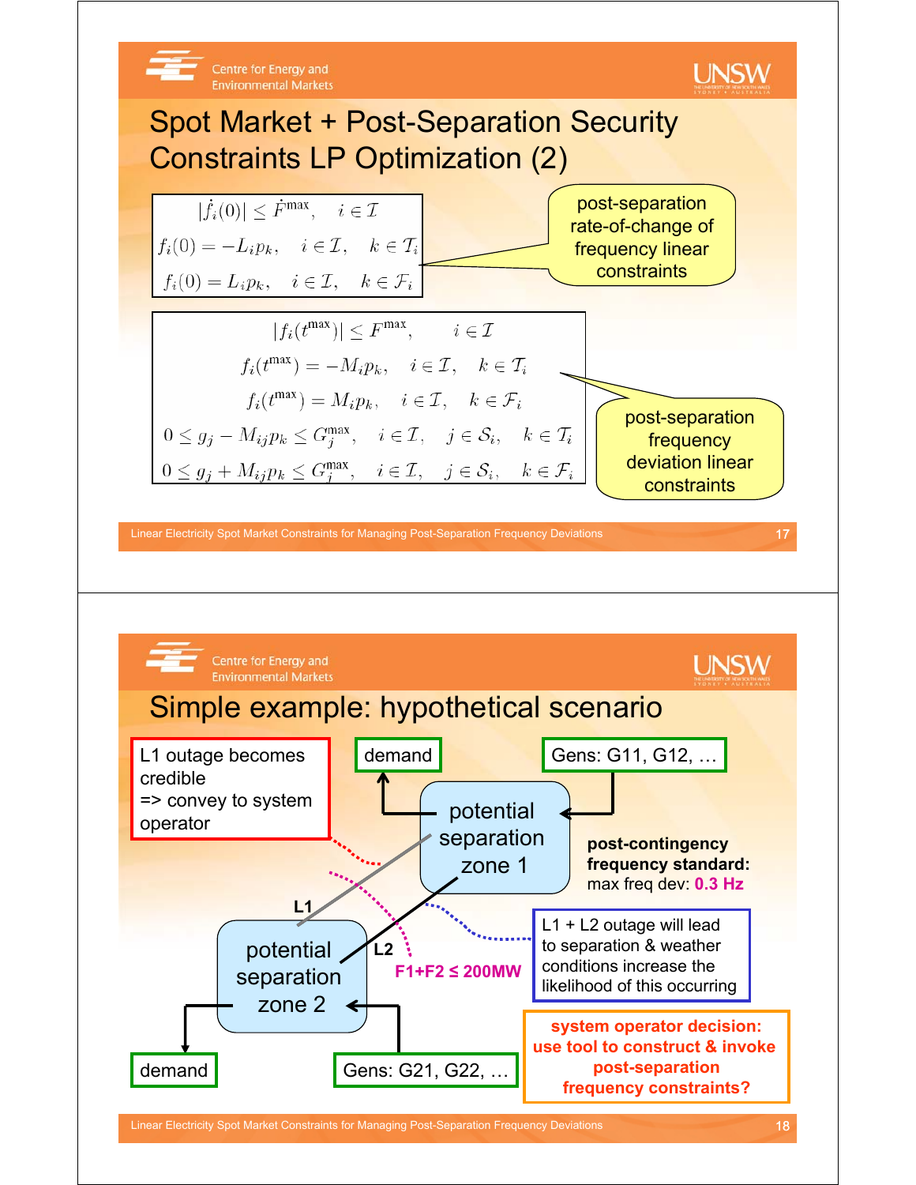# Spot Market + Post-Separation Security Constraints LP Optimization (2)

$$
\begin{aligned}
&|\dot{f}_i(0)| \le \dot{F}^{\max}, \quad i \in \mathcal{I} \\
&f_i(0) = -L_i p_k, \quad i \in \mathcal{I}, \quad k \in \mathcal{T}_i \\
&f_i(0) = L_i p_k, \quad i \in \mathcal{I}, \quad k \in \mathcal{F}_i
\end{aligned}
$$

post-separation rate-of-change of frequency linear constraints

$$
\begin{aligned}
&|f_i(t^{\max})| \le F^{\max}, \quad i \in \mathcal{I} \\
&f_i(t^{\max}) = -M_i p_k, \quad i \in \mathcal{I}, \quad k \in \mathcal{T}_i \\
&f_i(t^{\max}) = M_i p_k, \quad i \in \mathcal{I}, \quad k \in \mathcal{F}_i \\
&0 \le g_j - M_{ij} p_k \le G_j^{\max}, \quad i \in \mathcal{I}, \quad j \in \mathcal{S}_i, \quad k \in \mathcal{T}_i \\
&0 \le g_j + M_{ij} p_k \le G_j^{\max}, \quad i \in \mathcal{I}, \quad j \in \mathcal{S}_i, \quad k \in \mathcal{F}_i
\end{aligned}
$$

post-separation frequency deviation linear constraints

# Simple example: hypothetical scenario

- L1 outage becomes credible => convey to system operator
- demand
- Gens: G11, G12, …
- potential separation zone 1
- post-contingency frequency standard: max freq dev: 0.3 Hz
- L1
- L2
- $F1+F2 \le 200$MW
- potential separation zone 2
- L1 + L2 outage will lead to separation & weather conditions increase the likelihood of this occurring
- demand
- Gens: G21, G22, …
- **system operator decision: use tool to construct & invoke post-separation frequency constraints?**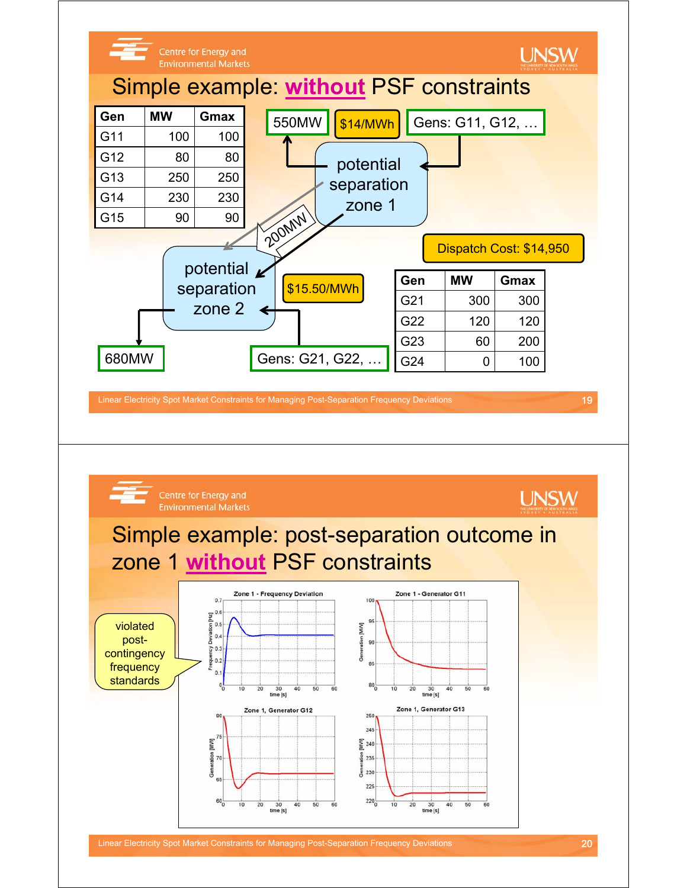## Simple example: **without** PSF constraints

| Gen | MW | Gmax |
|---|---|---|
| G11 | 100 | 100 |
| G12 | 80 | 80 |
| G13 | 250 | 250 |
| G14 | 230 | 230 |
| G15 | 90 | 90 |

potential separation zone 1: 550MW, $14/MWh, Gens: G11, G12, …

200MW (flow from zone 1 to zone 2)

potential separation zone 2: 680MW, $15.50/MWh, Gens: G21, G22, …

Dispatch Cost: $14,950

| Gen | MW | Gmax |
|---|---|---|
| G21 | 300 | 300 |
| G22 | 120 | 120 |
| G23 | 60 | 200 |
| G24 | 0 | 100 |

## Simple example: post-separation outcome in zone 1 **without** PSF constraints

violated post-contingency frequency standards

Plots: Zone 1 - Frequency Deviation; Zone 1 - Generator G11; Zone 1, Generator G12; Zone 1, Generator G13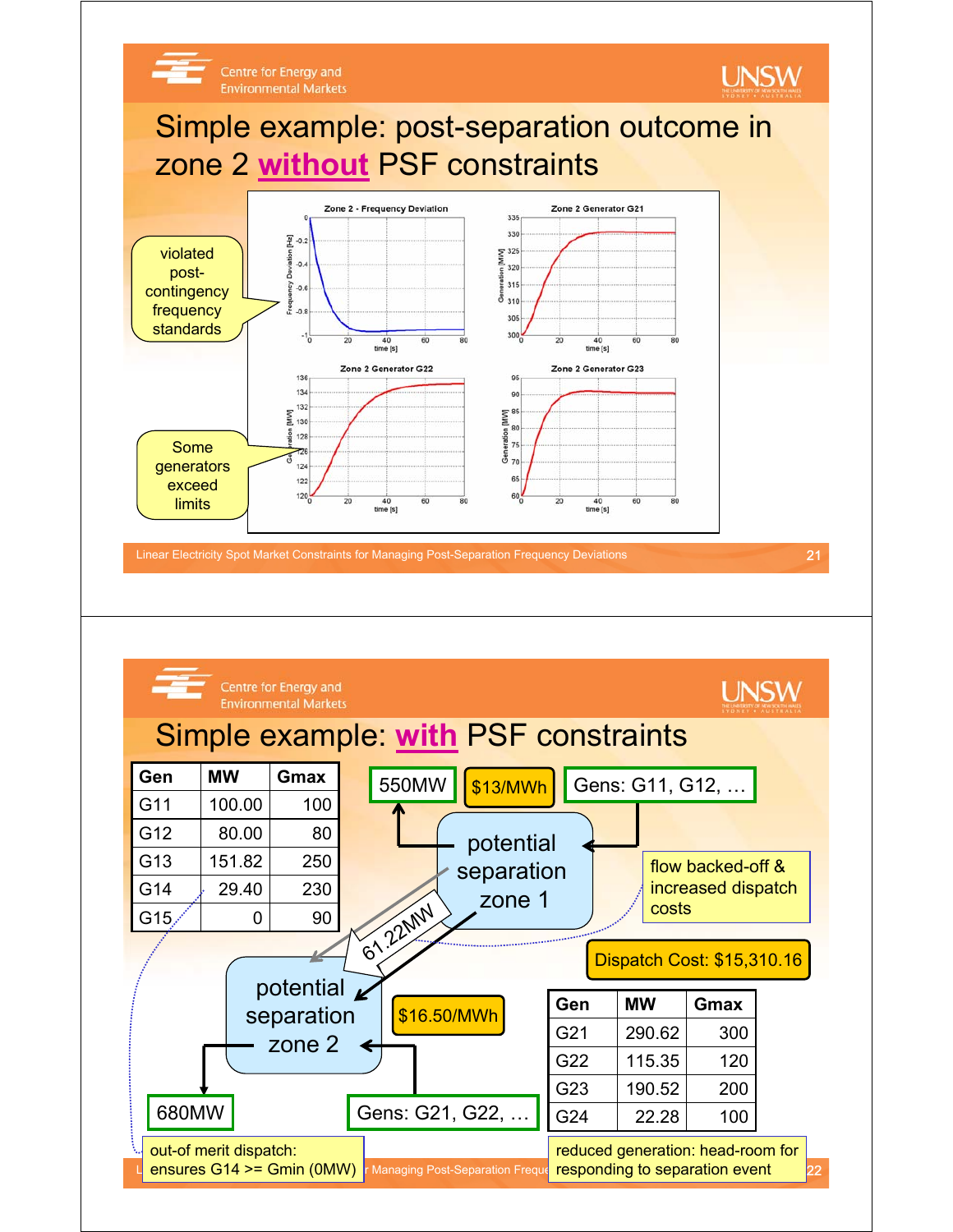# Simple example: post-separation outcome in zone 2 without PSF constraints

violated post-contingency frequency standards

Some generators exceed limits

# Simple example: with PSF constraints

| Gen | MW | Gmax |
|---|---|---|
| G11 | 100.00 | 100 |
| G12 | 80.00 | 80 |
| G13 | 151.82 | 250 |
| G14 | 29.40 | 230 |
| G15 | 0 | 90 |

550MW | $13/MWh | Gens: G11, G12, …

potential separation zone 1

flow backed-off & increased dispatch costs

61.22MW

Dispatch Cost: $15,310.16

potential separation zone 2

$16.50/MWh

| Gen | MW | Gmax |
|---|---|---|
| G21 | 290.62 | 300 |
| G22 | 115.35 | 120 |
| G23 | 190.52 | 200 |
| G24 | 22.28 | 100 |

680MW

Gens: G21, G22, …

out-of merit dispatch: ensures G14 >= Gmin (0MW)

reduced generation: head-room for responding to separation event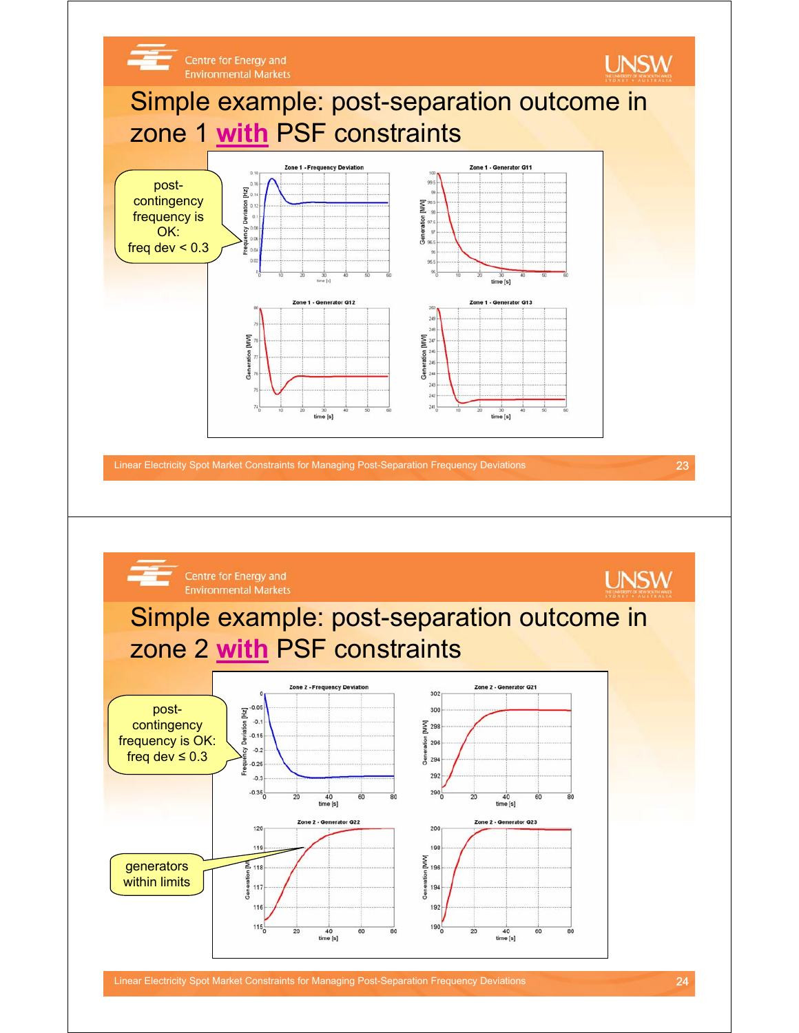# Simple example: post-separation outcome in zone 1 **with** PSF constraints

post-contingency frequency is OK: freq dev < 0.3

# Simple example: post-separation outcome in zone 2 **with** PSF constraints

post-contingency frequency is OK: freq dev ≤ 0.3

generators within limits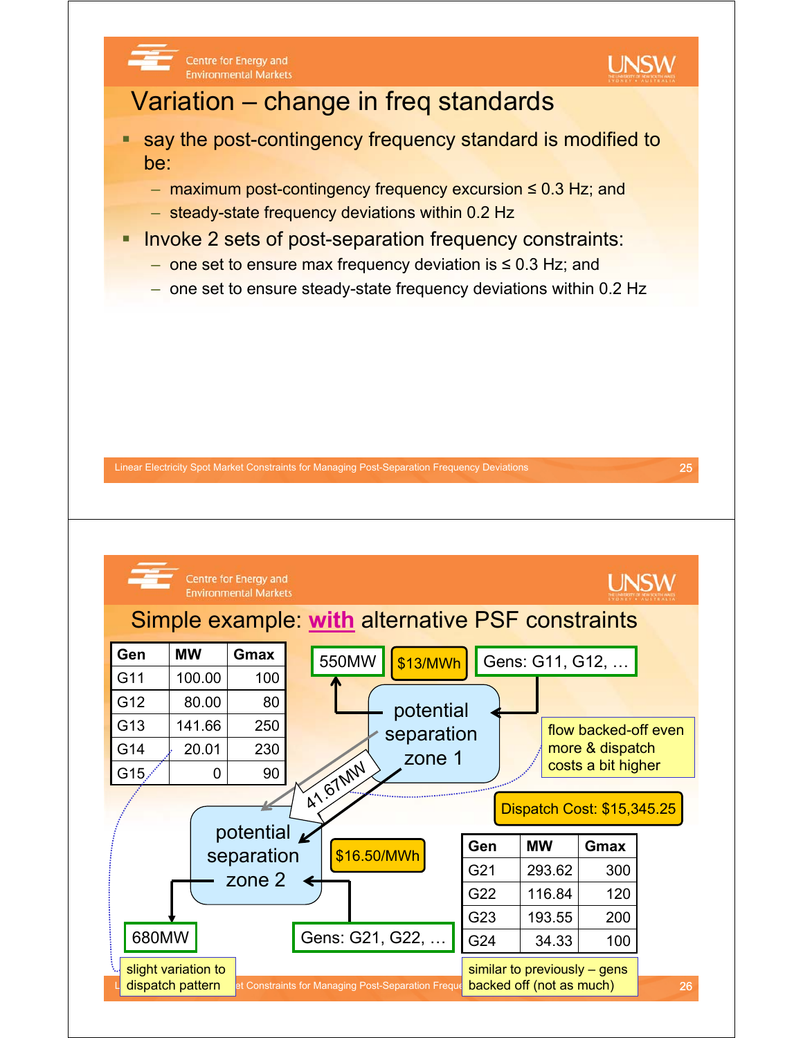## Variation – change in freq standards

- say the post-contingency frequency standard is modified to be:
  - maximum post-contingency frequency excursion ≤ 0.3 Hz; and
  - steady-state frequency deviations within 0.2 Hz
- Invoke 2 sets of post-separation frequency constraints:
  - one set to ensure max frequency deviation is ≤ 0.3 Hz; and
  - one set to ensure steady-state frequency deviations within 0.2 Hz

## Simple example: **with** alternative PSF constraints

| Gen | MW | Gmax |
|---|---|---|
| G11 | 100.00 | 100 |
| G12 | 80.00 | 80 |
| G13 | 141.66 | 250 |
| G14 | 20.01 | 230 |
| G15 | 0 | 90 |

potential separation zone 1: 550MW; $13/MWh; Gens: G11, G12, …

41.67MW

potential separation zone 2: 680MW; $16.50/MWh; Gens: G21, G22, …

flow backed-off even more & dispatch costs a bit higher

Dispatch Cost: $15,345.25

| Gen | MW | Gmax |
|---|---|---|
| G21 | 293.62 | 300 |
| G22 | 116.84 | 120 |
| G23 | 193.55 | 200 |
| G24 | 34.33 | 100 |

slight variation to dispatch pattern

similar to previously – gens backed off (not as much)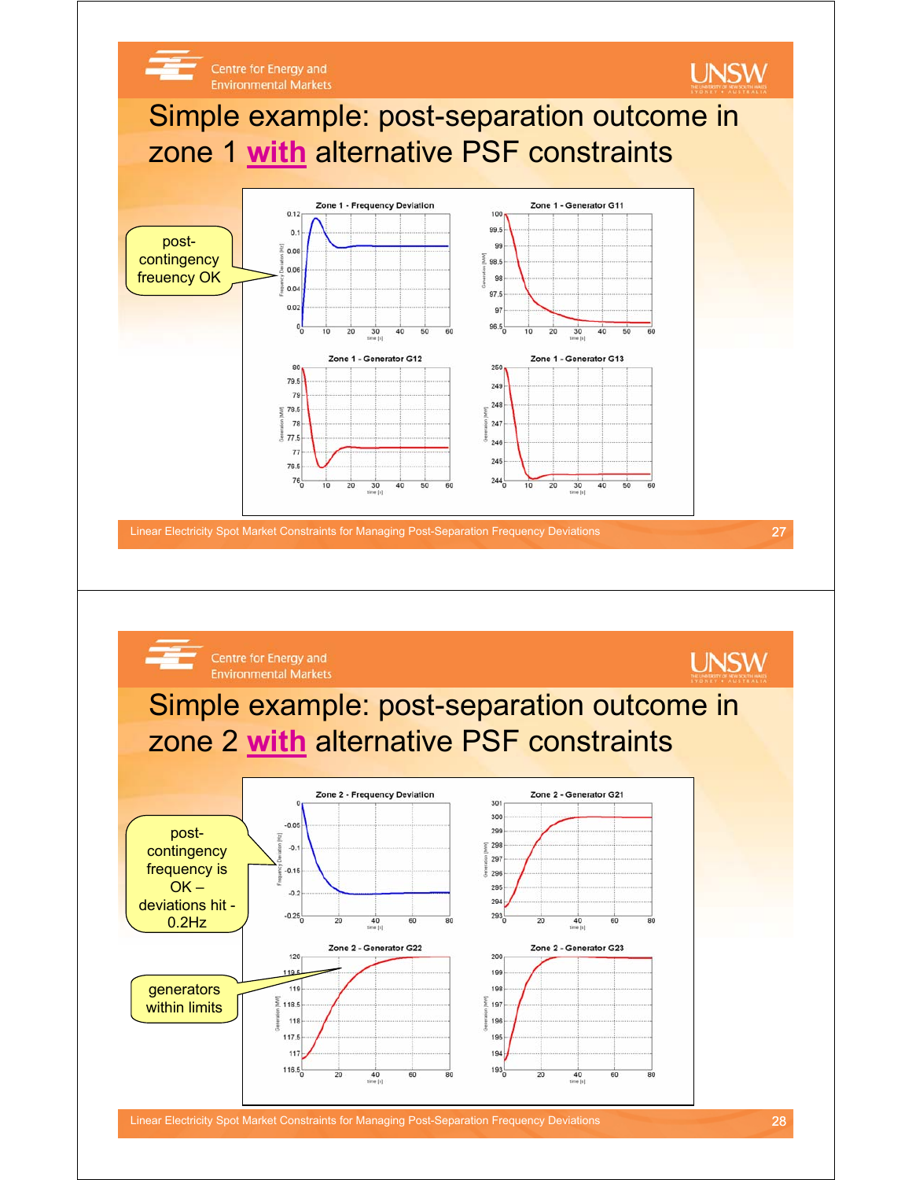## Simple example: post-separation outcome in zone 1 **with** alternative PSF constraints

post-contingency freuency OK

Zone 1 - Frequency Deviation

Zone 1 - Generator G11

Zone 1 - Generator G12

Zone 1 - Generator G13

## Simple example: post-separation outcome in zone 2 **with** alternative PSF constraints

post-contingency frequency is OK – deviations hit -0.2Hz

generators within limits

Zone 2 - Frequency Deviation

Zone 2 - Generator G21

Zone 2 - Generator G22

Zone 2 - Generator G23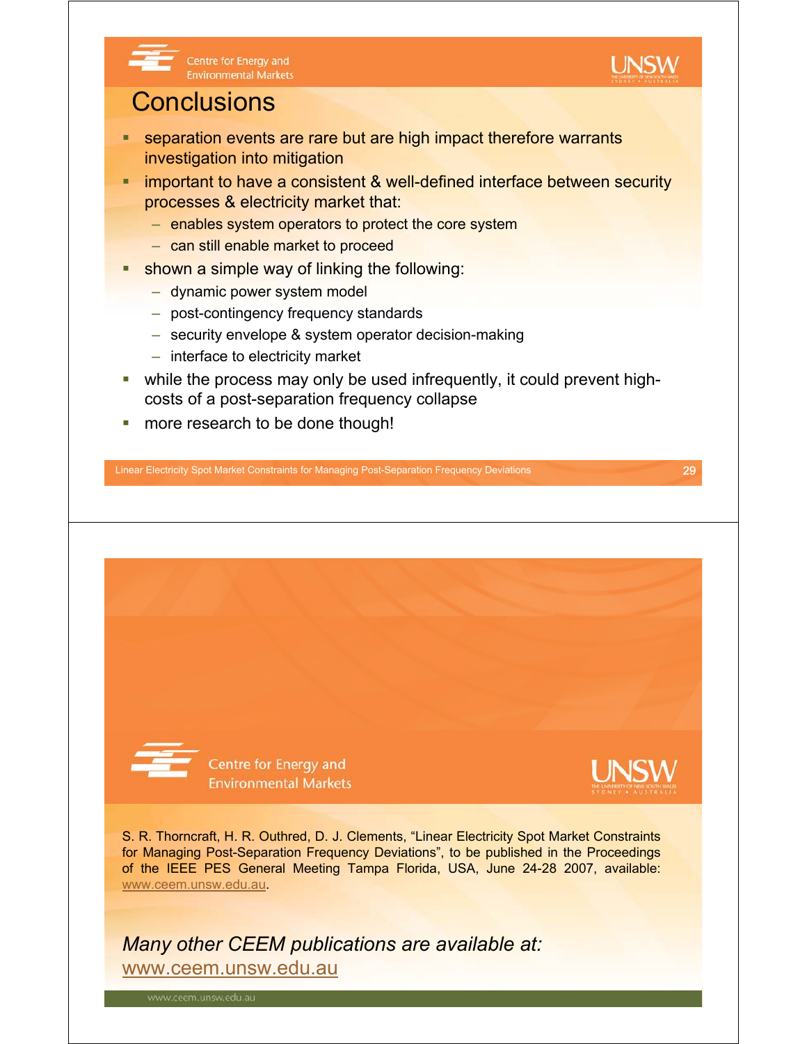# Conclusions

- separation events are rare but are high impact therefore warrants investigation into mitigation
- important to have a consistent & well-defined interface between security processes & electricity market that:
  - enables system operators to protect the core system
  - can still enable market to proceed
- shown a simple way of linking the following:
  - dynamic power system model
  - post-contingency frequency standards
  - security envelope & system operator decision-making
  - interface to electricity market
- while the process may only be used infrequently, it could prevent high-costs of a post-separation frequency collapse
- more research to be done though!

Centre for Energy and Environmental Markets

S. R. Thorncraft, H. R. Outhred, D. J. Clements, "Linear Electricity Spot Market Constraints for Managing Post-Separation Frequency Deviations", to be published in the Proceedings of the IEEE PES General Meeting Tampa Florida, USA, June 24-28 2007, available: www.ceem.unsw.edu.au.

*Many other CEEM publications are available at:*
www.ceem.unsw.edu.au